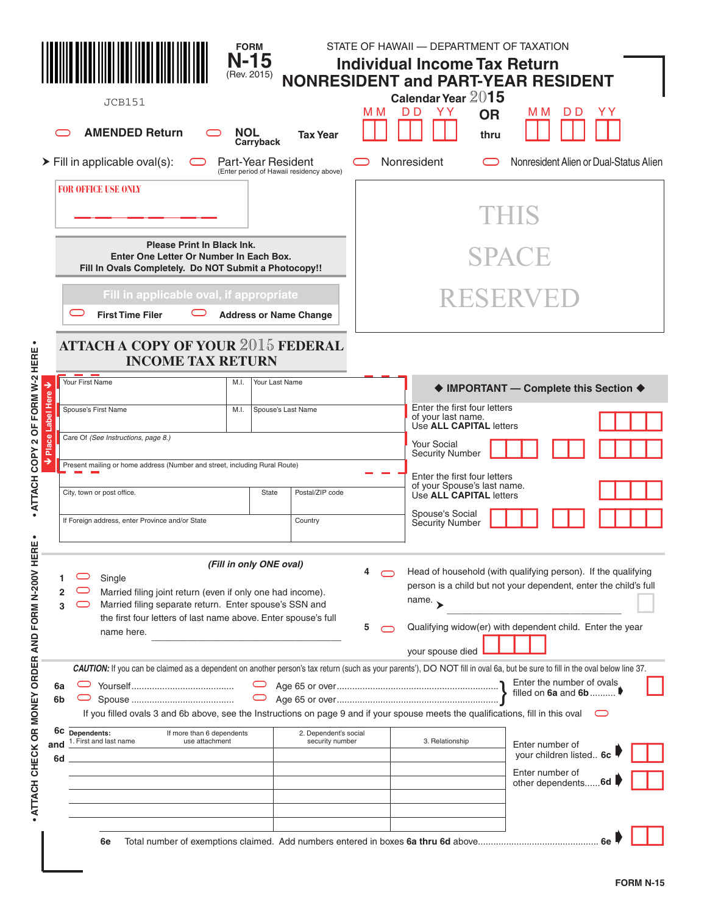JCB151

FORM **N-15** (Rev. 2015)

STATE OF HAWAII — DEPARTMENT OF TAXATION

# Individual Income Tax Return
# NONRESIDENT and PART-YEAR RESIDENT

**Calendar Year 2015** OR **Tax Year** MM DD YY **thru** MM DD YY

AMENDED Return

NOL Carryback

➤ Fill in applicable oval(s): Part-Year Resident (Enter period of Hawaii residency above) Nonresident Nonresident Alien or Dual-Status Alien

FOR OFFICE USE ONLY

THIS SPACE RESERVED

**Please Print In Black Ink.**
**Enter One Letter Or Number In Each Box.**
**Fill In Ovals Completely. Do NOT Submit a Photocopy!!**

**Fill in applicable oval, if appropriate**

First Time Filer Address or Name Change

## ATTACH A COPY OF YOUR 2015 FEDERAL INCOME TAX RETURN

➔ Place Label Here ➔

| Your First Name | M.I. | Your Last Name |
|---|---|---|
| Spouse's First Name | M.I. | Spouse's Last Name |
| Care Of *(See Instructions, page 8.)* | | |
| Present mailing or home address (Number and street, including Rural Route) | | |
| City, town or post office. | State | Postal/ZIP code |
| If Foreign address, enter Province and/or State | | Country |

**◆ IMPORTANT — Complete this Section ◆**

Enter the first four letters of your last name. Use **ALL CAPITAL** letters

Your Social Security Number

Enter the first four letters of your Spouse's last name. Use **ALL CAPITAL** letters

Spouse's Social Security Number

• ATTACH COPY 2 OF FORM W-2 HERE • • ATTACH CHECK OR MONEY ORDER AND FORM N-200V HERE •

*(Fill in only ONE oval)*

1. Single
2. Married filing joint return (even if only one had income).
3. Married filing separate return. Enter spouse's SSN and the first four letters of last name above. Enter spouse's full name here. ____________________
4. Head of household (with qualifying person). If the qualifying person is a child but not your dependent, enter the child's full name. ➤ ____________________
5. Qualifying widow(er) with dependent child. Enter the year your spouse died

***CAUTION:*** If you can be claimed as a dependent on another person's tax return (such as your parents'), DO NOT fill in oval 6a, but be sure to fill in the oval below line 37.

**6a** Yourself........................................ Age 65 or over............................................................
**6b** Spouse ........................................ Age 65 or over............................................................
} Enter the number of ovals filled on **6a** and **6b**.......... ➧

If you filled ovals 3 and 6b above, see the Instructions on page 9 and if your spouse meets the qualifications, fill in this oval

**6c and 6d**

| Dependents: 1. First and last name (If more than 6 dependents use attachment) | 2. Dependent's social security number | 3. Relationship |
|---|---|---|
| | | |
| | | |
| | | |
| | | |
| | | |
| | | |

Enter number of your children listed.. **6c** ➧

Enter number of other dependents......**6d** ➧

**6e** Total number of exemptions claimed. Add numbers entered in boxes **6a thru 6d** above.............................................. **6e** ➧

FORM N-15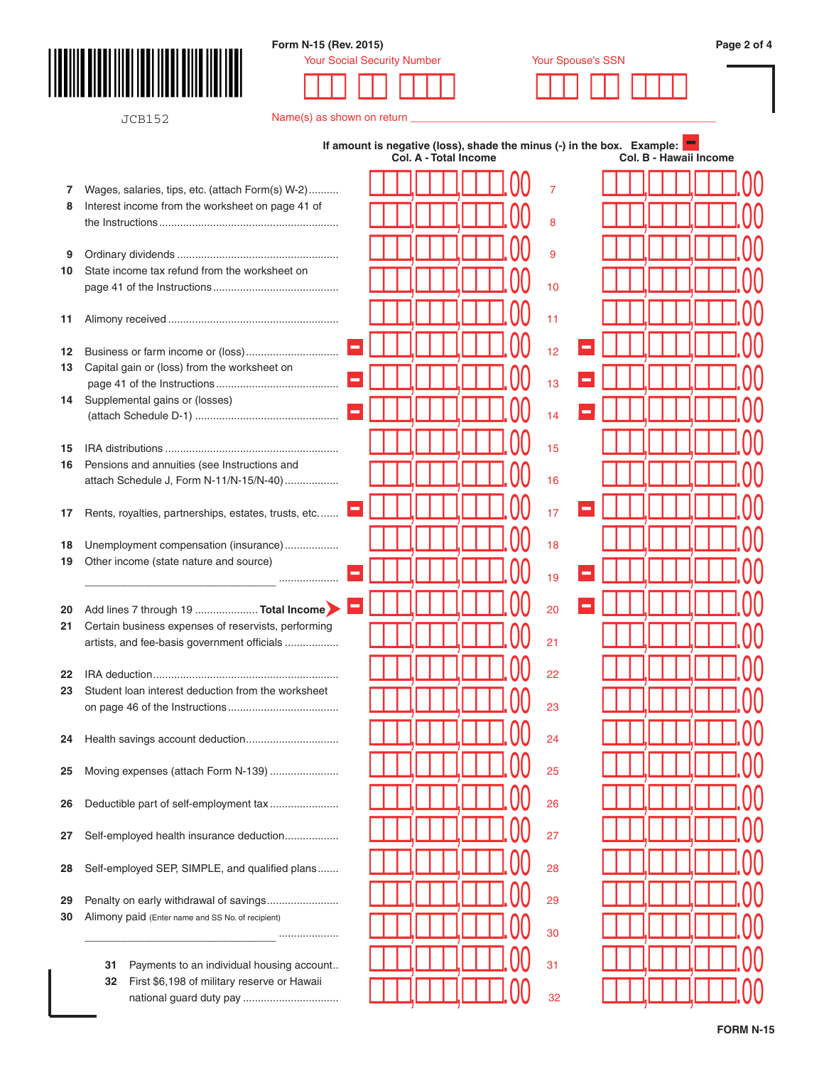Form N-15 (Rev. 2015)

JCB152

Your Social Security Number

Your Spouse's SSN

Name(s) as shown on return

**If amount is negative (loss), shade the minus (-) in the box. Example:**

| Line | Description | Col. A - Total Income | Line | Col. B - Hawaii Income |
|---|---|---|---|---|
| 7 | Wages, salaries, tips, etc. (attach Form(s) W-2) | .00 | 7 | .00 |
| 8 | Interest income from the worksheet on page 41 of the Instructions | .00 | 8 | .00 |
| 9 | Ordinary dividends | .00 | 9 | .00 |
| 10 | State income tax refund from the worksheet on page 41 of the Instructions | .00 | 10 | .00 |
| 11 | Alimony received | .00 | 11 | .00 |
| 12 | Business or farm income or (loss) | - .00 | 12 | - .00 |
| 13 | Capital gain or (loss) from the worksheet on page 41 of the Instructions | - .00 | 13 | - .00 |
| 14 | Supplemental gains or (losses) (attach Schedule D-1) | - .00 | 14 | - .00 |
| 15 | IRA distributions | .00 | 15 | .00 |
| 16 | Pensions and annuities (see Instructions and attach Schedule J, Form N-11/N-15/N-40) | .00 | 16 | .00 |
| 17 | Rents, royalties, partnerships, estates, trusts, etc. | - .00 | 17 | - .00 |
| 18 | Unemployment compensation (insurance) | .00 | 18 | .00 |
| 19 | Other income (state nature and source) ______________________ | - .00 | 19 | - .00 |
| 20 | Add lines 7 through 19 **Total Income** | - .00 | 20 | - .00 |
| 21 | Certain business expenses of reservists, performing artists, and fee-basis government officials | .00 | 21 | .00 |
| 22 | IRA deduction | .00 | 22 | .00 |
| 23 | Student loan interest deduction from the worksheet on page 46 of the Instructions | .00 | 23 | .00 |
| 24 | Health savings account deduction | .00 | 24 | .00 |
| 25 | Moving expenses (attach Form N-139) | .00 | 25 | .00 |
| 26 | Deductible part of self-employment tax | .00 | 26 | .00 |
| 27 | Self-employed health insurance deduction | .00 | 27 | .00 |
| 28 | Self-employed SEP, SIMPLE, and qualified plans | .00 | 28 | .00 |
| 29 | Penalty on early withdrawal of savings | .00 | 29 | .00 |
| 30 | Alimony paid (Enter name and SS No. of recipient) ______________________ | .00 | 30 | .00 |
| 31 | Payments to an individual housing account | .00 | 31 | .00 |
| 32 | First $6,198 of military reserve or Hawaii national guard duty pay | .00 | 32 | .00 |

FORM N-15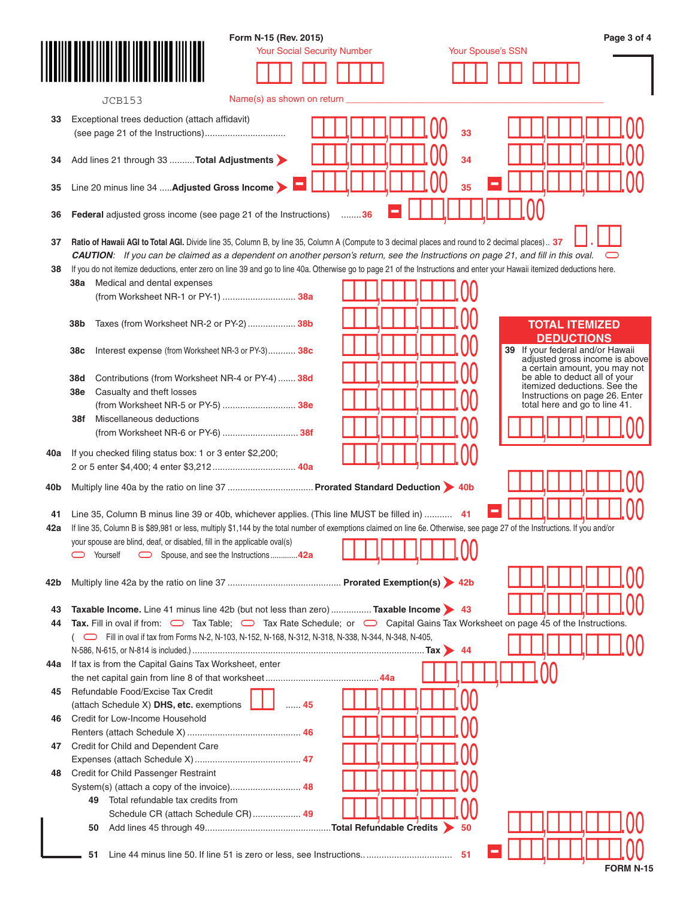Form N-15 (Rev. 2015)

Your Social Security Number

Your Spouse's SSN

JCB153

Name(s) as shown on return

33 Exceptional trees deduction (attach affidavit) (see page 21 of the Instructions) ................................ .00 33 .00

34 Add lines 21 through 33 .......... **Total Adjustments** .00 34 .00

35 Line 20 minus line 34 ..... **Adjusted Gross Income** .00 35 .00

36 **Federal** adjusted gross income (see page 21 of the Instructions) ........36 .00

37 **Ratio of Hawaii AGI to Total AGI.** Divide line 35, Column B, by line 35, Column A (Compute to 3 decimal places and round to 2 decimal places).. 37 .

*CAUTION: If you can be claimed as a dependent on another person's return, see the Instructions on page 21, and fill in this oval.*

38 If you do not itemize deductions, enter zero on line 39 and go to line 40a. Otherwise go to page 21 of the Instructions and enter your Hawaii itemized deductions here.

38a Medical and dental expenses (from Worksheet NR-1 or PY-1) ............................. 38a .00

38b Taxes (from Worksheet NR-2 or PY-2) .................. 38b .00

38c Interest expense (from Worksheet NR-3 or PY-3)........... 38c .00

38d Contributions (from Worksheet NR-4 or PY-4) ....... 38d .00

38e Casualty and theft losses (from Worksheet NR-5 or PY-5) ............................. 38e .00

38f Miscellaneous deductions (from Worksheet NR-6 or PY-6) .............................. 38f .00

**TOTAL ITEMIZED DEDUCTIONS**

39 If your federal and/or Hawaii adjusted gross income is above a certain amount, you may not be able to deduct all of your itemized deductions. See the Instructions on page 26. Enter total here and go to line 41. .00

40a If you checked filing status box: 1 or 3 enter $2,200; 2 or 5 enter $4,400; 4 enter $3,212 ................................ 40a .00

40b Multiply line 40a by the ratio on line 37 ................................. **Prorated Standard Deduction** 40b .00

41 Line 35, Column B minus line 39 or 40b, whichever applies. (This line MUST be filled in) .......... 41 .00

42a If line 35, Column B is $89,981 or less, multiply $1,144 by the total number of exemptions claimed on line 6e. Otherwise, see page 27 of the Instructions. If you and/or your spouse are blind, deaf, or disabled, fill in the applicable oval(s) Yourself Spouse, and see the Instructions ............42a .00

42b Multiply line 42a by the ratio on line 37 ............................................ **Prorated Exemption(s)** 42b .00

43 **Taxable Income.** Line 41 minus line 42b (but not less than zero) ............... **Taxable Income** 43 .00

44 **Tax.** Fill in oval if from: Tax Table; Tax Rate Schedule; or Capital Gains Tax Worksheet on page 45 of the Instructions. ( Fill in oval if tax from Forms N-2, N-103, N-152, N-168, N-312, N-318, N-338, N-344, N-348, N-405, N-586, N-615, or N-814 is included.) ........................................................................................... **Tax** 44 .00

44a If tax is from the Capital Gains Tax Worksheet, enter the net capital gain from line 8 of that worksheet............................................44a .00

45 Refundable Food/Excise Tax Credit (attach Schedule X) **DHS, etc.** exemptions ...... 45 .00

46 Credit for Low-Income Household Renters (attach Schedule X) ............................................. 46 .00

47 Credit for Child and Dependent Care Expenses (attach Schedule X) .......................................... 47 .00

48 Credit for Child Passenger Restraint System(s) (attach a copy of the invoice)........................... 48 .00

49 Total refundable tax credits from Schedule CR (attach Schedule CR) .................. 49 .00

50 Add lines 45 through 49................................................. **Total Refundable Credits** 50 .00

51 Line 44 minus line 50. If line 51 is zero or less, see Instructions.. ................................ 51 .00

FORM N-15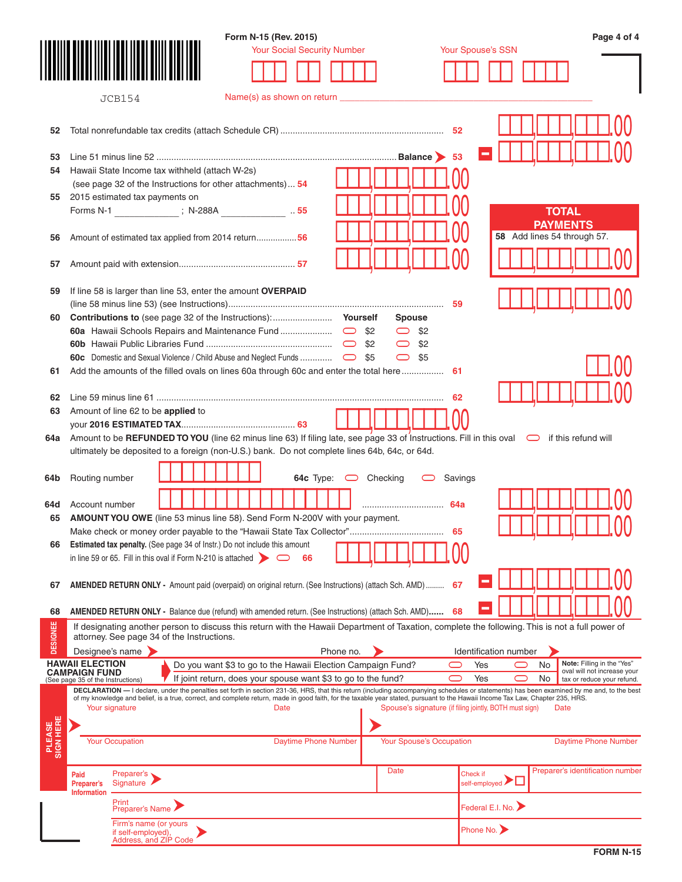Form N-15 (Rev. 2015)

JCB154

Your Social Security Number

Your Spouse's SSN

Name(s) as shown on return

52 Total nonrefundable tax credits (attach Schedule CR) .......... 52 .00

53 Line 51 minus line 52 .......... Balance ➤ 53 − .00

54 Hawaii State Income tax withheld (attach W-2s) (see page 32 of the Instructions for other attachments) ... 54 .00

55 2015 estimated tax payments on Forms N-1 ____________ ; N-288A ____________ .. 55 .00

56 Amount of estimated tax applied from 2014 return.......... 56 .00

57 Amount paid with extension.......... 57 .00

**TOTAL PAYMENTS**

58 Add lines 54 through 57. .00

59 If line 58 is larger than line 53, enter the amount **OVERPAID** (line 58 minus line 53) (see Instructions).......... 59 .00

60 **Contributions to** (see page 32 of the Instructions):

| | Yourself | Spouse |
|---|---|---|
| 60a Hawaii Schools Repairs and Maintenance Fund .......... | $2 | $2 |
| 60b Hawaii Public Libraries Fund .......... | $2 | $2 |
| 60c Domestic and Sexual Violence / Child Abuse and Neglect Funds .......... | $5 | $5 |

61 Add the amounts of the filled ovals on lines 60a through 60c and enter the total here .......... 61 .00

62 Line 59 minus line 61 .......... 62 .00

63 Amount of line 62 to be **applied** to your **2016 ESTIMATED TAX**.......... 63 .00

64a Amount to be **REFUNDED TO YOU** (line 62 minus line 63) If filing late, see page 33 of Instructions. Fill in this oval ⬭ if this refund will ultimately be deposited to a foreign (non-U.S.) bank. Do not complete lines 64b, 64c, or 64d.

64b Routing number 64c Type: ⬭ Checking ⬭ Savings

64d Account number .......... 64a .00

65 **AMOUNT YOU OWE** (line 53 minus line 58). Send Form N-200V with your payment. Make check or money order payable to the "Hawaii State Tax Collector".......... 65 .00

66 **Estimated tax penalty.** (See page 34 of Instr.) Do not include this amount in line 59 or 65. Fill in this oval if Form N-210 is attached ➤ ⬭ 66 .00

67 **AMENDED RETURN ONLY -** Amount paid (overpaid) on original return. (See Instructions) (attach Sch. AMD).......... 67 − .00

68 **AMENDED RETURN ONLY -** Balance due (refund) with amended return. (See Instructions) (attach Sch. AMD).......... 68 − .00

**DESIGNEE**

If designating another person to discuss this return with the Hawaii Department of Taxation, complete the following. This is not a full power of attorney. See page 34 of the Instructions.

Designee's name ➤ Phone no. ➤ Identification number ➤

**HAWAII ELECTION CAMPAIGN FUND** (See page 35 of the Instructions)

Do you want $3 to go to the Hawaii Election Campaign Fund? ⬭ Yes ⬭ No

If joint return, does your spouse want $3 to go to the fund? ⬭ Yes ⬭ No

**Note:** Filling in the "Yes" oval will not increase your tax or reduce your refund.

**DECLARATION —** I declare, under the penalties set forth in section 231-36, HRS, that this return (including accompanying schedules or statements) has been examined by me and, to the best of my knowledge and belief, is a true, correct, and complete return, made in good faith, for the taxable year stated, pursuant to the Hawaii Income Tax Law, Chapter 235, HRS.

**PLEASE SIGN HERE**

Your signature ➤ Date

Spouse's signature (if filing jointly, BOTH must sign) ➤ Date

Your Occupation Daytime Phone Number

Your Spouse's Occupation Daytime Phone Number

**Paid Preparer's Information**

Preparer's Signature ➤ Date Check if self-employed ➤ ☐ Preparer's identification number

Print Preparer's Name ➤ Federal E.I. No. ➤

Firm's name (or yours if self-employed), Address, and ZIP Code ➤ Phone No. ➤

FORM N-15